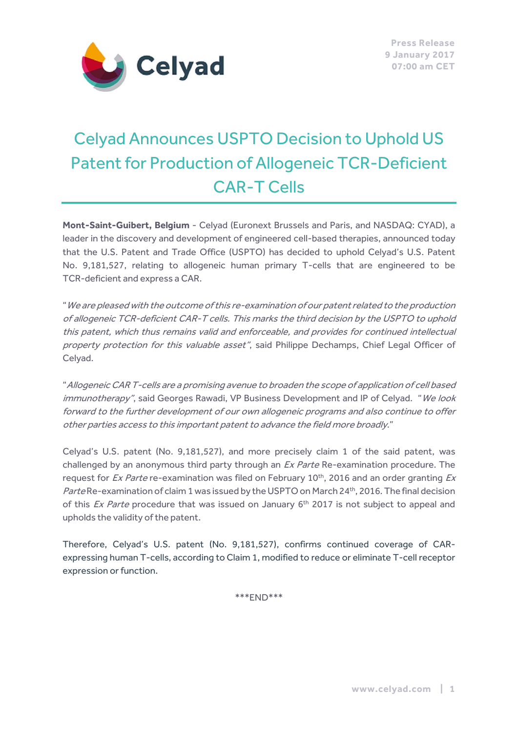Press Release
9 January 2017
07:00 am CET

# Celyad Announces USPTO Decision to Uphold US Patent for Production of Allogeneic TCR-Deficient CAR-T Cells

**Mont-Saint-Guibert, Belgium** - Celyad (Euronext Brussels and Paris, and NASDAQ: CYAD), a leader in the discovery and development of engineered cell-based therapies, announced today that the U.S. Patent and Trade Office (USPTO) has decided to uphold Celyad's U.S. Patent No. 9,181,527, relating to allogeneic human primary T-cells that are engineered to be TCR-deficient and express a CAR.

"*We are pleased with the outcome of this re-examination of our patent related to the production of allogeneic TCR-deficient CAR-T cells. This marks the third decision by the USPTO to uphold this patent, which thus remains valid and enforceable, and provides for continued intellectual property protection for this valuable asset*", said Philippe Dechamps, Chief Legal Officer of Celyad.

"*Allogeneic CAR T-cells are a promising avenue to broaden the scope of application of cell based immunotherapy*", said Georges Rawadi, VP Business Development and IP of Celyad. "*We look forward to the further development of our own allogeneic programs and also continue to offer other parties access to this important patent to advance the field more broadly.*"

Celyad's U.S. patent (No. 9,181,527), and more precisely claim 1 of the said patent, was challenged by an anonymous third party through an *Ex Parte* Re-examination procedure. The request for *Ex Parte* re-examination was filed on February 10th, 2016 and an order granting *Ex Parte* Re-examination of claim 1 was issued by the USPTO on March 24th, 2016. The final decision of this *Ex Parte* procedure that was issued on January 6th 2017 is not subject to appeal and upholds the validity of the patent.

Therefore, Celyad's U.S. patent (No. 9,181,527), confirms continued coverage of CAR-expressing human T-cells, according to Claim 1, modified to reduce or eliminate T-cell receptor expression or function.

\*\*\*END\*\*\*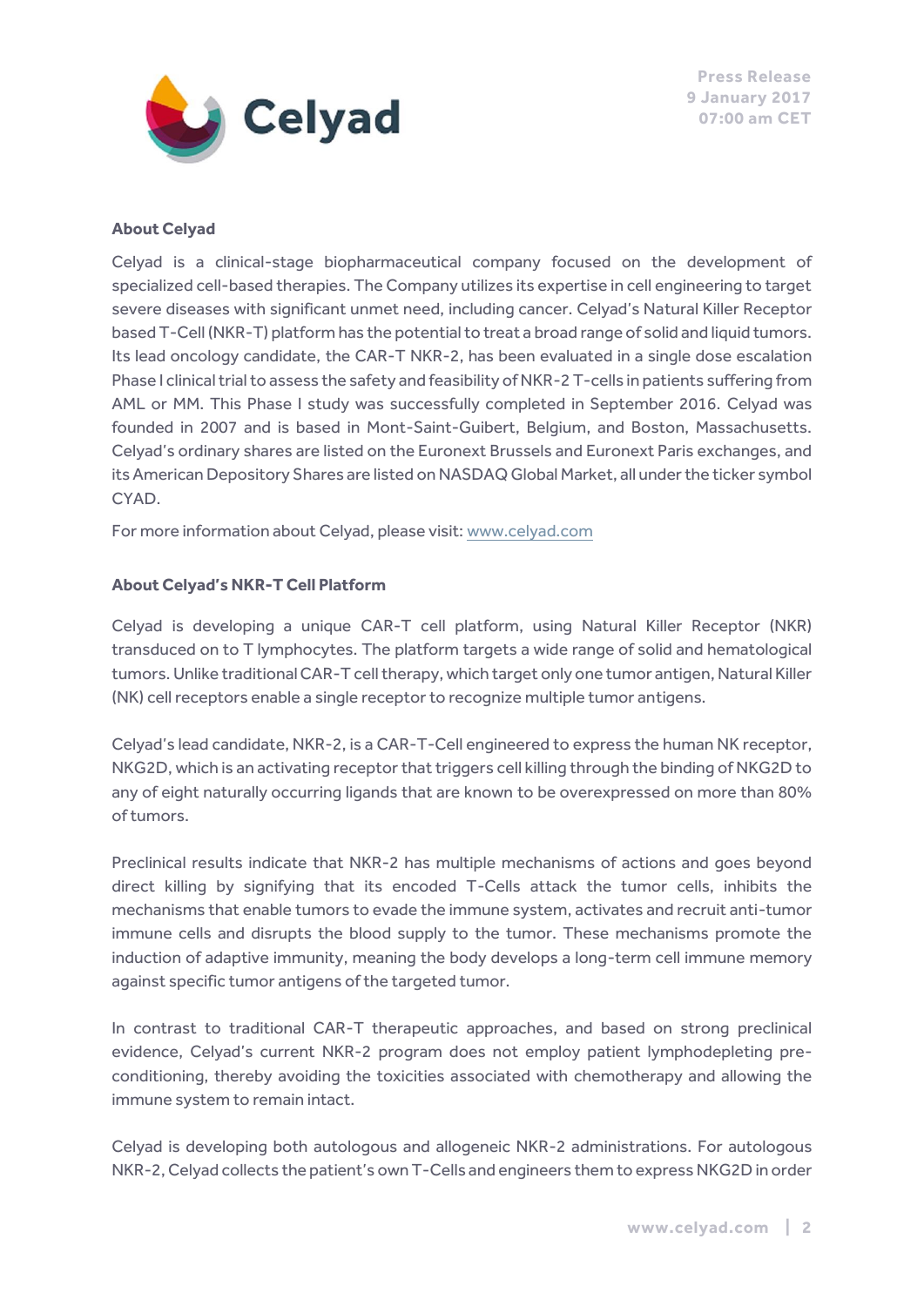**About Celyad**

Celyad is a clinical-stage biopharmaceutical company focused on the development of specialized cell-based therapies. The Company utilizes its expertise in cell engineering to target severe diseases with significant unmet need, including cancer. Celyad's Natural Killer Receptor based T-Cell (NKR-T) platform has the potential to treat a broad range of solid and liquid tumors. Its lead oncology candidate, the CAR-T NKR-2, has been evaluated in a single dose escalation Phase I clinical trial to assess the safety and feasibility of NKR-2 T-cells in patients suffering from AML or MM. This Phase I study was successfully completed in September 2016. Celyad was founded in 2007 and is based in Mont-Saint-Guibert, Belgium, and Boston, Massachusetts. Celyad's ordinary shares are listed on the Euronext Brussels and Euronext Paris exchanges, and its American Depository Shares are listed on NASDAQ Global Market, all under the ticker symbol CYAD.

For more information about Celyad, please visit: www.celyad.com

**About Celyad's NKR-T Cell Platform**

Celyad is developing a unique CAR-T cell platform, using Natural Killer Receptor (NKR) transduced on to T lymphocytes. The platform targets a wide range of solid and hematological tumors. Unlike traditional CAR-T cell therapy, which target only one tumor antigen, Natural Killer (NK) cell receptors enable a single receptor to recognize multiple tumor antigens.

Celyad's lead candidate, NKR-2, is a CAR-T-Cell engineered to express the human NK receptor, NKG2D, which is an activating receptor that triggers cell killing through the binding of NKG2D to any of eight naturally occurring ligands that are known to be overexpressed on more than 80% of tumors.

Preclinical results indicate that NKR-2 has multiple mechanisms of actions and goes beyond direct killing by signifying that its encoded T-Cells attack the tumor cells, inhibits the mechanisms that enable tumors to evade the immune system, activates and recruit anti-tumor immune cells and disrupts the blood supply to the tumor. These mechanisms promote the induction of adaptive immunity, meaning the body develops a long-term cell immune memory against specific tumor antigens of the targeted tumor.

In contrast to traditional CAR-T therapeutic approaches, and based on strong preclinical evidence, Celyad's current NKR-2 program does not employ patient lymphodepleting pre-conditioning, thereby avoiding the toxicities associated with chemotherapy and allowing the immune system to remain intact.

Celyad is developing both autologous and allogeneic NKR-2 administrations. For autologous NKR-2, Celyad collects the patient's own T-Cells and engineers them to express NKG2D in order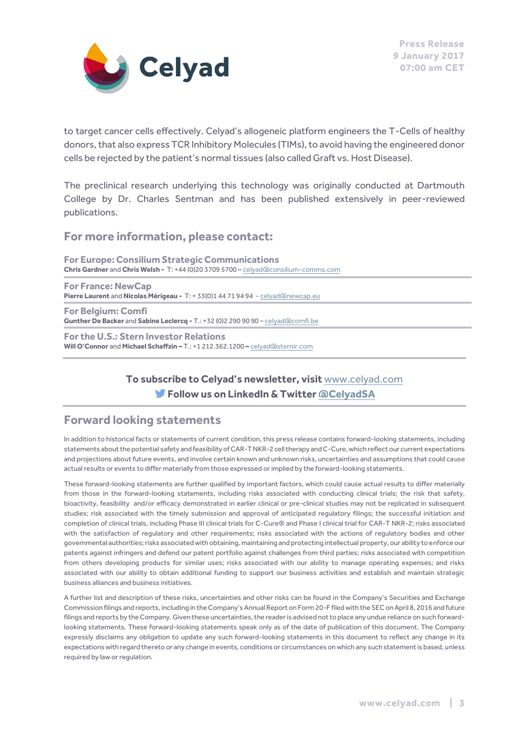to target cancer cells effectively. Celyad's allogeneic platform engineers the T-Cells of healthy donors, that also express TCR Inhibitory Molecules (TIMs), to avoid having the engineered donor cells be rejected by the patient's normal tissues (also called Graft vs. Host Disease).

The preclinical research underlying this technology was originally conducted at Dartmouth College by Dr. Charles Sentman and has been published extensively in peer-reviewed publications.

## For more information, please contact:

**For Europe: Consilium Strategic Communications**
**Chris Gardner** and **Chris Welsh -** T: +44 (0)20 3709 5700 – celyad@consilium-comms.com

**For France: NewCap**
**Pierre Laurent** and **Nicolas Mérigeau -** T: + 33(0)1 44 71 94 94 - celyad@newcap.eu

**For Belgium: Comfi**
**Gunther De Backer** and **Sabine Leclercq -** T.: +32 (0)2 290 90 90 – celyad@comfi.be

**For the U.S.: Stern Investor Relations**
**Will O'Connor** and **Michael Schaffzin –** T.: +1 212.362.1200 **–** celyad@sternir.com

**To subscribe to Celyad's newsletter, visit** www.celyad.com
**Follow us on LinkedIn & Twitter @CelyadSA**

## Forward looking statements

In addition to historical facts or statements of current condition, this press release contains forward-looking statements, including statements about the potential safety and feasibility of CAR-T NKR-2 cell therapy and C-Cure, which reflect our current expectations and projections about future events, and involve certain known and unknown risks, uncertainties and assumptions that could cause actual results or events to differ materially from those expressed or implied by the forward-looking statements.

These forward-looking statements are further qualified by important factors, which could cause actual results to differ materially from those in the forward-looking statements, including risks associated with conducting clinical trials; the risk that safety, bioactivity, feasibility and/or efficacy demonstrated in earlier clinical or pre-clinical studies may not be replicated in subsequent studies; risk associated with the timely submission and approval of anticipated regulatory filings; the successful initiation and completion of clinical trials, including Phase III clinical trials for C-Cure® and Phase I clinical trial for CAR-T NKR-2; risks associated with the satisfaction of regulatory and other requirements; risks associated with the actions of regulatory bodies and other governmental authorities; risks associated with obtaining, maintaining and protecting intellectual property, our ability to enforce our patents against infringers and defend our patent portfolio against challenges from third parties; risks associated with competition from others developing products for similar uses; risks associated with our ability to manage operating expenses; and risks associated with our ability to obtain additional funding to support our business activities and establish and maintain strategic business alliances and business initiatives.

A further list and description of these risks, uncertainties and other risks can be found in the Company's Securities and Exchange Commission filings and reports, including in the Company's Annual Report on Form 20-F filed with the SEC on April 8, 2016 and future filings and reports by the Company. Given these uncertainties, the reader is advised not to place any undue reliance on such forward-looking statements. These forward-looking statements speak only as of the date of publication of this document. The Company expressly disclaims any obligation to update any such forward-looking statements in this document to reflect any change in its expectations with regard thereto or any change in events, conditions or circumstances on which any such statement is based, unless required by law or regulation.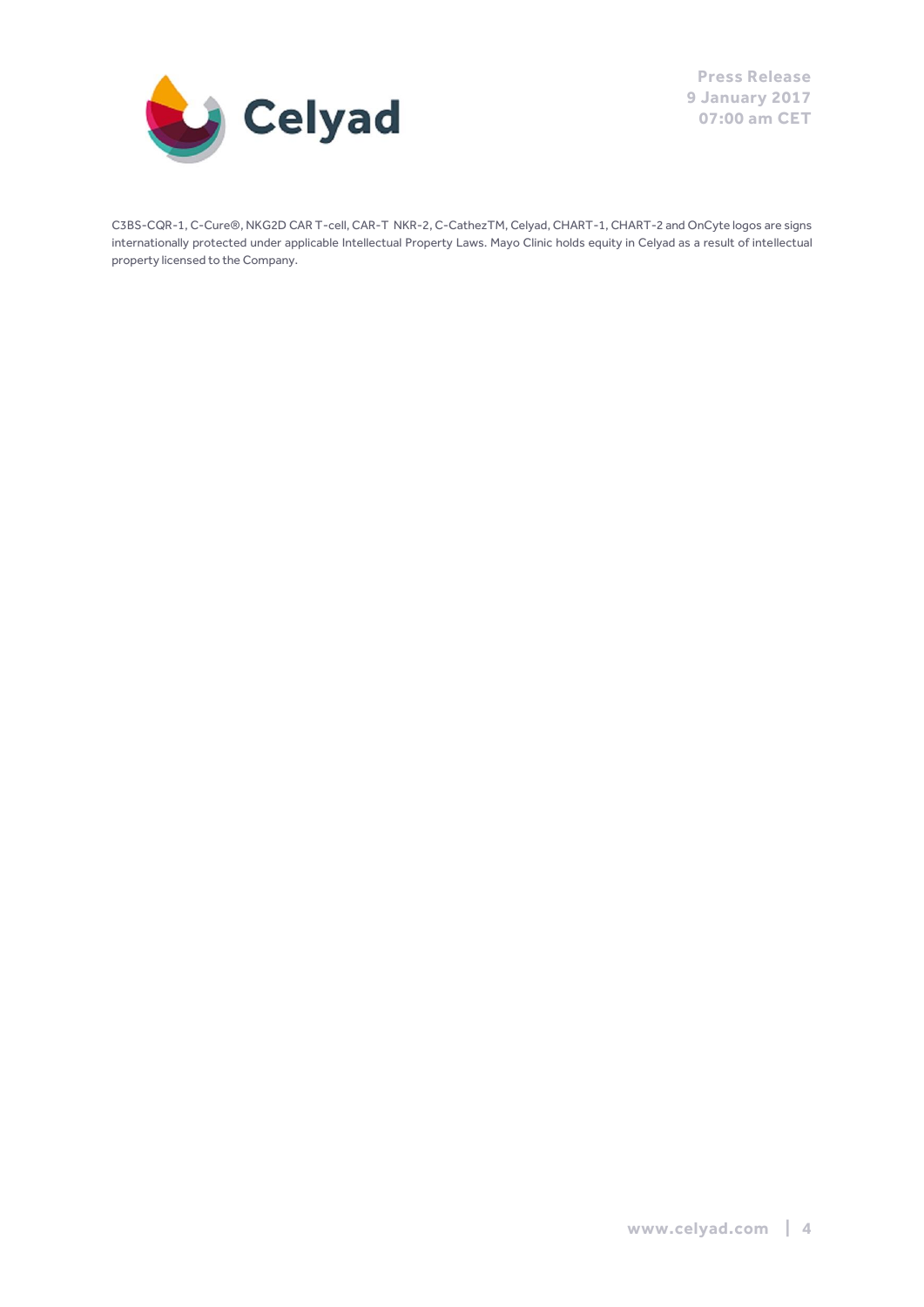C3BS-CQR-1, C-Cure®, NKG2D CAR T-cell, CAR-T NKR-2, C-CathezTM, Celyad, CHART-1, CHART-2 and OnCyte logos are signs internationally protected under applicable Intellectual Property Laws. Mayo Clinic holds equity in Celyad as a result of intellectual property licensed to the Company.